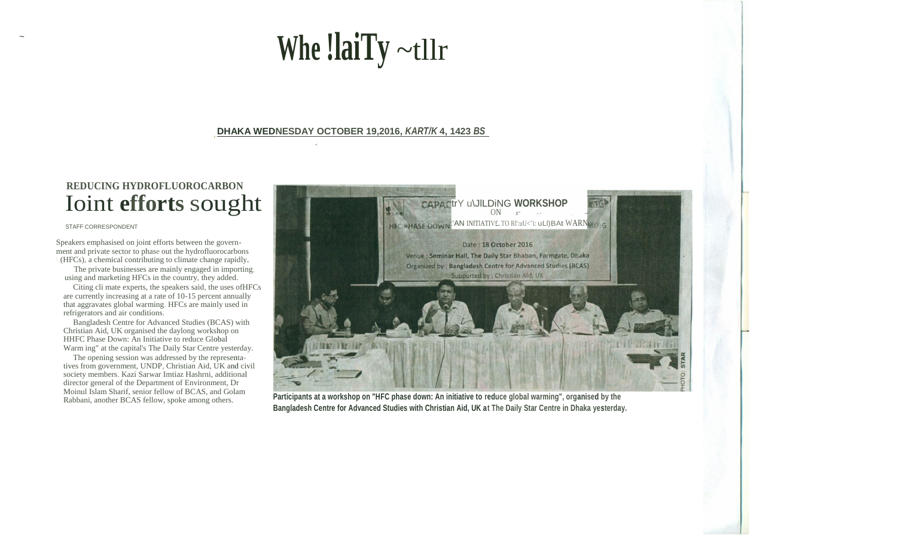# Whe !laiTy ~tllr

**DHAKA WEDNESDAY OCTOBER 19,2016, *KART/K* 4, 1423 *BS***

### REDUCING HYDROFLUOROCARBON

# Ioint **efforts** sought

STAFF CORRESPONDENT

Speakers emphasised on joint efforts between the government and private sector to phase out the hydrofluorocarbons (HFCs), a chemical contributing to climate change rapidly.

The private businesses are mainly engaged in importing, using and marketing HFCs in the country, they added.

Citing cli mate experts, the speakers said, the uses ofHFCs are currently increasing at a rate of 10-15 percent annually that aggravates global warming. HFCs are mainly used in refrigerators and air conditions.

Bangladesh Centre for Advanced Studies (BCAS) with Christian Aid, UK organised the daylong workshop on HHFC Phase Down: An Initiative to reduce Global Warm ing" at the capital's The Daily Star Centre yesterday.

The opening session was addressed by the representatives from government, UNDP, Christian Aid, UK and civil society members. Kazi Sarwar Imtiaz Hashrni, additional director general of the Department of Environment, Dr Moinul Islam Sharif, senior fellow of BCAS, and Golam Rabbani, another BCAS fellow, spoke among others.

**Participants at a workshop on "HFC phase down: An initiative to reduce global warming", organised by the Bangladesh Centre for Advanced Studies with Christian Aid, UK at The Daily Star Centre in Dhaka yesterday.**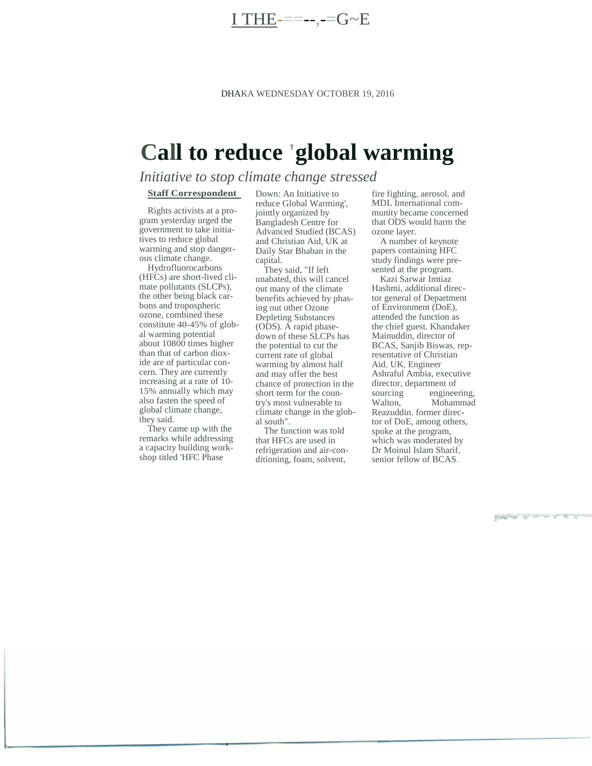DHAKA WEDNESDAY OCTOBER 19, 2016

# Call to reduce 'global warming

*Initiative to stop climate change stressed*

**Staff Correspondent**

Rights activists at a program yesterday urged the government to take initiatives to reduce global warming and stop dangerous climate change.

Hydrofluorocarbons (HFCs) are short-lived climate pollutants (SLCPs), the other being black carbons and tropospheric ozone, combined these constitute 40-45% of global warming potential about 10800 times higher than that of carbon dioxide are of particular concern. They are currently increasing at a rate of 10-15% annually which may also fasten the speed of global climate change, they said.

They came up with the remarks while addressing a capacity building workshop titled 'HFC Phase Down: An Initiative to reduce Global Warming', jointly organized by Bangladesh Centre for Advanced Studied (BCAS) and Christian Aid, UK at Daily Star Bhaban in the capital.

They said, "If left unabated, this will cancel out many of the climate benefits achieved by phasing out other Ozone Depleting Substances (ODS). A rapid phase-down of these SLCPs has the potential to cut the current rate of global warming by almost half and may offer the best chance of protection in the short term for the country's most vulnerable to climate change in the global south".

The function was told that HFCs are used in refrigeration and air-conditioning, foam, solvent, fire fighting, aerosol, and MDL International community became concerned that ODS would harm the ozone layer.

A number of keynote papers containing HFC study findings were presented at the program.

Kazi Sarwar Imtiaz Hashmi, additional director general of Department of Environment (DoE), attended the function as the chief guest. Khandaker Mainuddin, director of BCAS, Sanjib Biswas, representative of Christian Aid, UK, Engineer Ashraful Ambia, executive director, department of sourcing engineering, Walton, Mohammad Reazuddin, former director of DoE, among others, spoke at the program, which was moderated by Dr Moinul Islam Sharif, senior fellow of BCAS.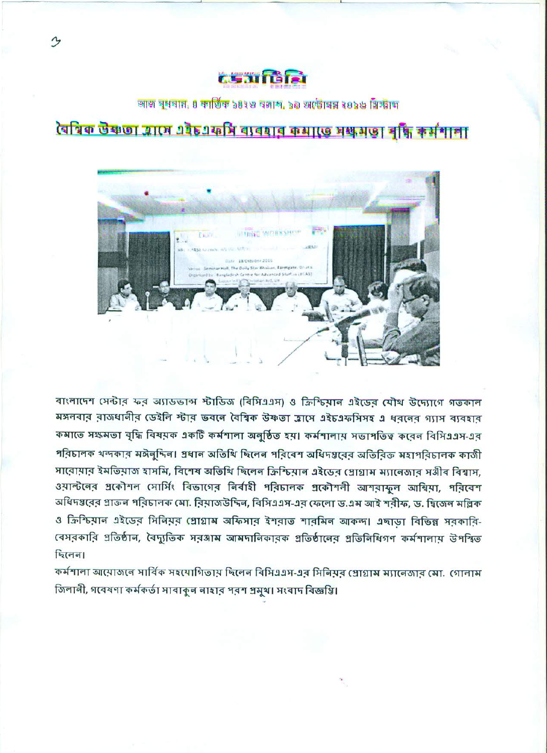ডেসটিনি

আজ বুধবার, ৪ কার্তিক ১৪২৪ বঙ্গাব্দ, ১৯ অক্টোবর ২০১৬ খ্রিষ্টাব্দ

## বৈশ্বিক উষ্ণতা হ্রাসে এইচএফসি ব্যবহার কমাতে সক্ষমতা বৃদ্ধি কর্মশালা

বাংলাদেশ সেন্টার ফর অ্যাডভান্স স্টাডিজ (বিসিএএস) ও ক্রিশ্চিয়ান এইডের যৌথ উদ্যোগে গতকাল মঙ্গলবার রাজধানীর ডেইলি স্টার ভবনে বৈশ্বিক উষ্ণতা হ্রাসে এইচএফসিসহ এ ধরনের গ্যাস ব্যবহার কমাতে সক্ষমতা বৃদ্ধি বিষয়ক একটি কর্মশালা অনুষ্ঠিত হয়। কর্মশালায় সভাপতিত্ব করেন বিসিএএস-এর পরিচালক খন্দকার মঈনুদ্দিন। প্রধান অতিথি ছিলেন পরিবেশ অধিদপ্তরের অতিরিক্ত মহাপরিচালক কাজী সারোয়ার ইমতিয়াজ হাসমি, বিশেষ অতিথি ছিলেন ক্রিশ্চিয়ান এইডের প্রোগ্রাম ম্যানেজার সঞ্জীব বিশ্বাস, ওয়াল্টনের প্রকৌশল সোর্সিং বিভাগের নির্বাহী পরিচালক প্রকৌশলী আশরাফুল আম্বিয়া, পরিবেশ অধিদপ্তরের প্রাক্তন পরিচালক মো. রিয়াজউদ্দিন, বিসিএএস-এর ফেলো ড.এম আই শরীফ, ড. দ্বিজেন মল্লিক ও ক্রিশ্চিয়ান এইডের সিনিয়র প্রোগ্রাম অফিসার ইশরাত শারমিন আকন্দ। এছাড়া বিভিন্ন সরকারি-বেসরকারি প্রতিষ্ঠান, বৈদ্যুতিক সরঞ্জাম আমদানিকারক প্রতিষ্ঠানের প্রতিনিধিগণ কর্মশালায় উপস্থিত ছিলেন।

কর্মশালা আয়োজনে সার্বিক সহযোগিতায় ছিলেন বিসিএএস-এর সিনিয়র প্রোগ্রাম ম্যানেজার মো. গোলাম জিলানী, গবেষণা কর্মকর্তা সাবাকুন নাহার পরশ প্রমুখ। সংবাদ বিজ্ঞপ্তি।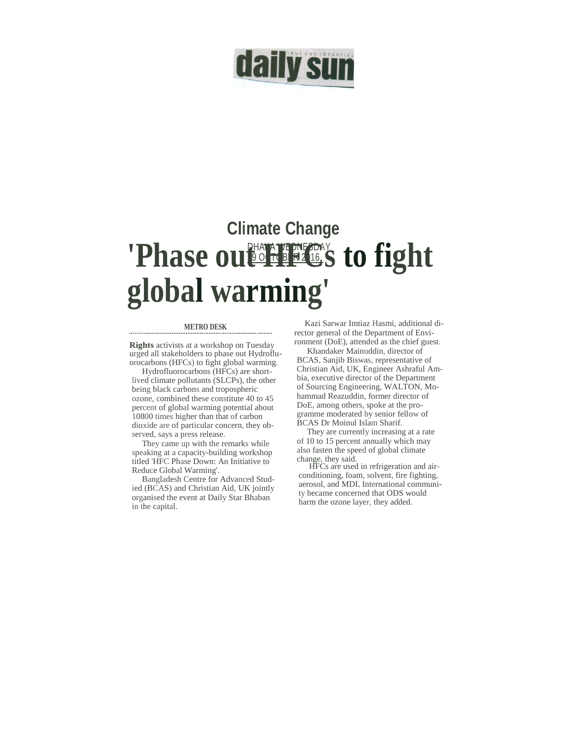daily sun

DHAKA WEDNESDAY 19 OCTOBER 2016

## Climate Change

# 'Phase out HFCs to fight global warming'

**METRO DESK**

**Rights** activists at a workshop on Tuesday urged all stakeholders to phase out Hydrofluorocarbons (HFCs) to fight global warming.

Hydrofluorocarbons (HFCs) are short-lived climate pollutants (SLCPs), the other being black carbons and tropospheric ozone, combined these constitute 40 to 45 percent of global warming potential about 10800 times higher than that of carbon dioxide are of particular concern, they observed, says a press release.

They came up with the remarks while speaking at a capacity-building workshop titled 'HFC Phase Down: An Initiative to Reduce Global Warming'.

Bangladesh Centre for Advanced Studied (BCAS) and Christian Aid, UK jointly organised the event at Daily Star Bhaban in the capital.

Kazi Sarwar Imtiaz Hasmi, additional director general of the Department of Environment (DoE), attended as the chief guest.

Khandaker Mainuddin, director of BCAS, Sanjib Biswas, representative of Christian Aid, UK, Engineer Ashraful Ambia, executive director of the Department of Sourcing Engineering, WALTON, Mohammad Reazuddin, former director of DoE, among others, spoke at the programme moderated by senior fellow of BCAS Dr Moinul Islam Sharif.

They are currently increasing at a rate of 10 to 15 percent annually which may also fasten the speed of global climate change, they said.

HFCs are used in refrigeration and air-conditioning, foam, solvent, fire fighting, aerosol, and MDI. International community became concerned that ODS would harm the ozone layer, they added.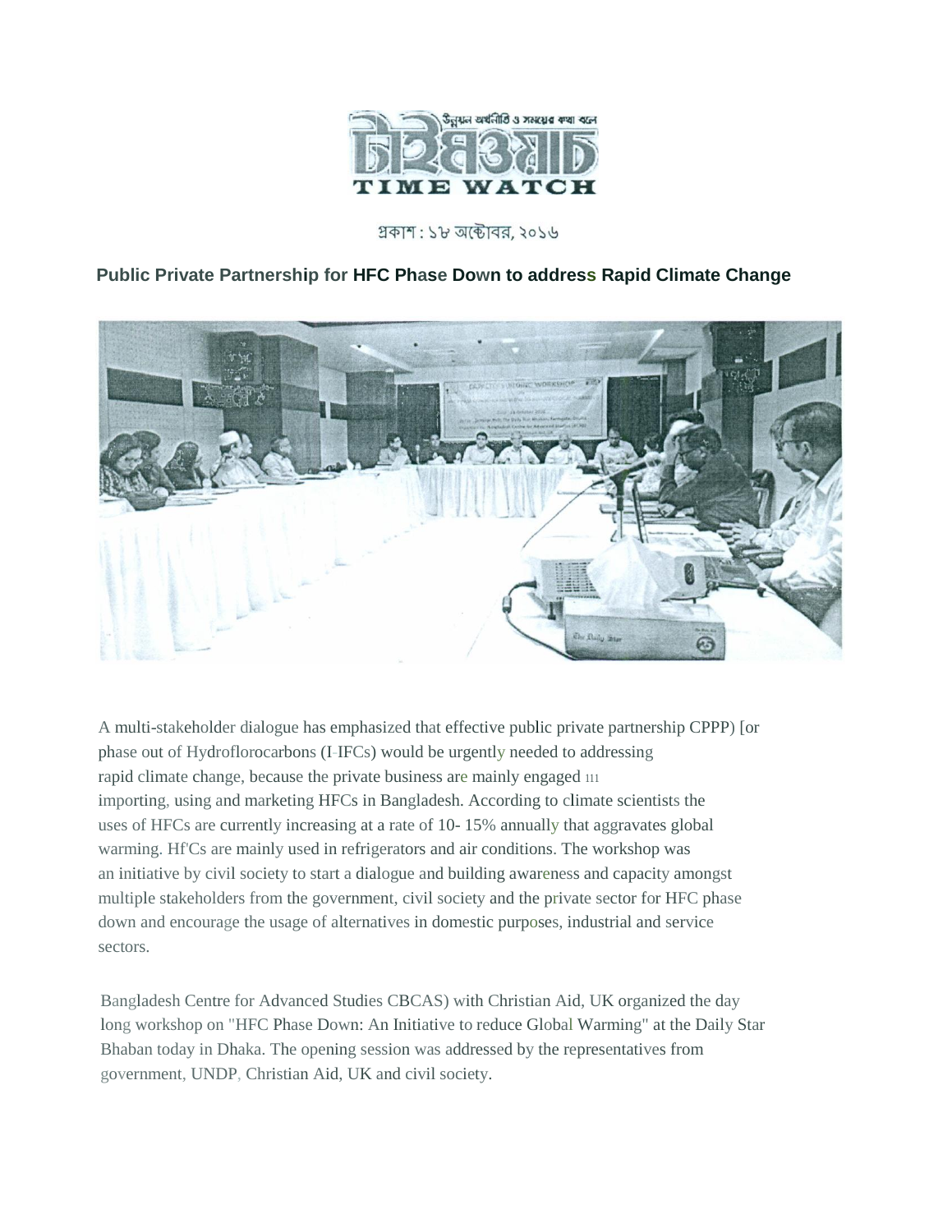উন্নয়ন অর্থনীতি ও সময়ের কথা বলে

টাইমওয়াচ

TIME WATCH

প্রকাশ : ১৮ অক্টোবর, ২০১৬

## Public Private Partnership for HFC Phase Down to address Rapid Climate Change

A multi-stakeholder dialogue has emphasized that effective public private partnership CPPP) [or phase out of Hydroflorocarbons (I-IFCs) would be urgently needed to addressing rapid climate change, because the private business are mainly engaged 111 importing, using and marketing HFCs in Bangladesh. According to climate scientists the uses of HFCs are currently increasing at a rate of 10- 15% annually that aggravates global warming. Hf'Cs are mainly used in refrigerators and air conditions. The workshop was an initiative by civil society to start a dialogue and building awareness and capacity amongst multiple stakeholders from the government, civil society and the private sector for HFC phase down and encourage the usage of alternatives in domestic purposes, industrial and service sectors.

Bangladesh Centre for Advanced Studies CBCAS) with Christian Aid, UK organized the day long workshop on "HFC Phase Down: An Initiative to reduce Global Warming" at the Daily Star Bhaban today in Dhaka. The opening session was addressed by the representatives from government, UNDP, Christian Aid, UK and civil society.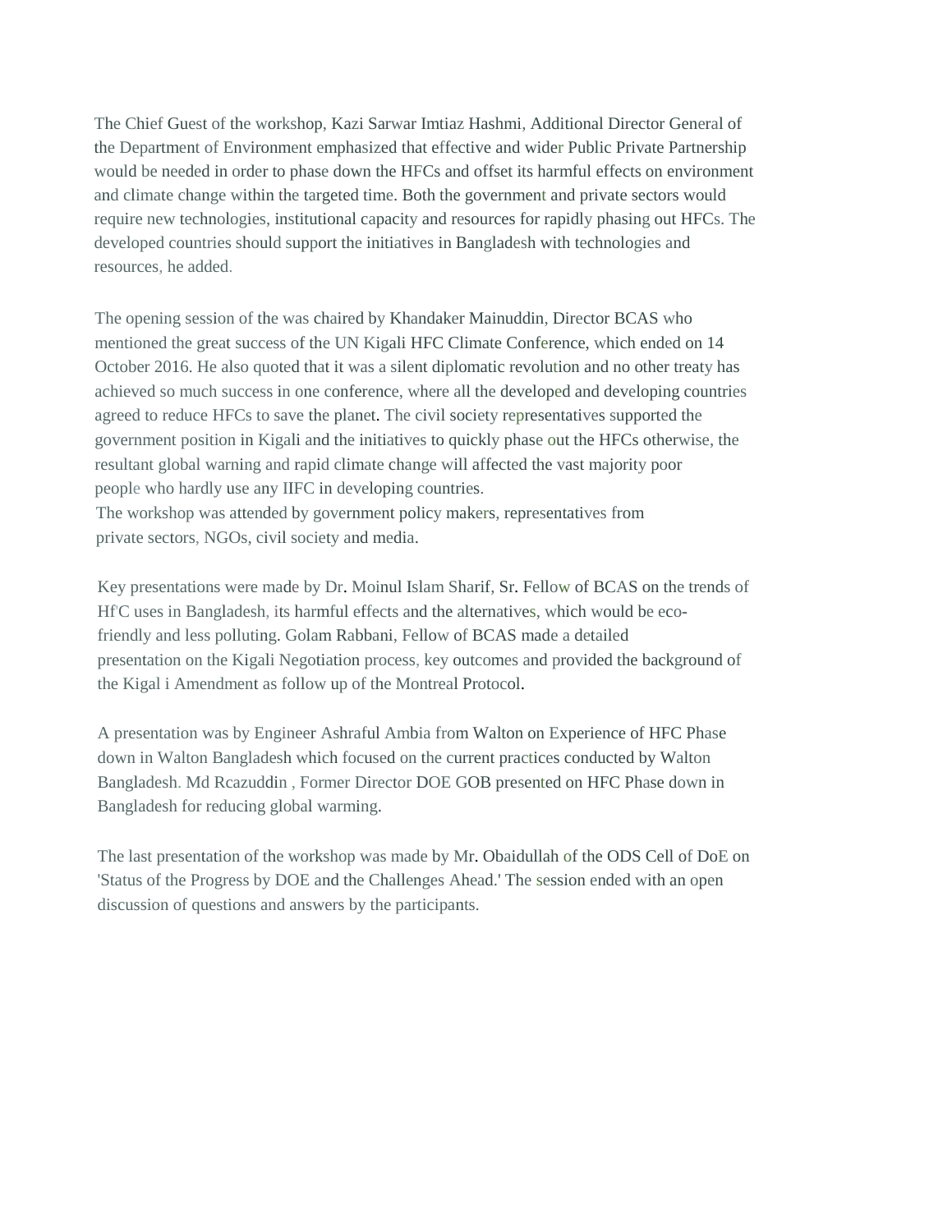The Chief Guest of the workshop, Kazi Sarwar Imtiaz Hashmi, Additional Director General of the Department of Environment emphasized that effective and wider Public Private Partnership would be needed in order to phase down the HFCs and offset its harmful effects on environment and climate change within the targeted time. Both the government and private sectors would require new technologies, institutional capacity and resources for rapidly phasing out HFCs. The developed countries should support the initiatives in Bangladesh with technologies and resources, he added.

The opening session of the was chaired by Khandaker Mainuddin, Director BCAS who mentioned the great success of the UN Kigali HFC Climate Conference, which ended on 14 October 2016. He also quoted that it was a silent diplomatic revolution and no other treaty has achieved so much success in one conference, where all the developed and developing countries agreed to reduce HFCs to save the planet. The civil society representatives supported the government position in Kigali and the initiatives to quickly phase out the HFCs otherwise, the resultant global warning and rapid climate change will affected the vast majority poor people who hardly use any IIFC in developing countries.
The workshop was attended by government policy makers, representatives from private sectors, NGOs, civil society and media.

Key presentations were made by Dr. Moinul Islam Sharif, Sr. Fellow of BCAS on the trends of Hf'C uses in Bangladesh, its harmful effects and the alternatives, which would be eco-friendly and less polluting. Golam Rabbani, Fellow of BCAS made a detailed presentation on the Kigali Negotiation process, key outcomes and provided the background of the Kigal i Amendment as follow up of the Montreal Protocol.

A presentation was by Engineer Ashraful Ambia from Walton on Experience of HFC Phase down in Walton Bangladesh which focused on the current practices conducted by Walton Bangladesh. Md Rcazuddin , Former Director DOE GOB presented on HFC Phase down in Bangladesh for reducing global warming.

The last presentation of the workshop was made by Mr. Obaidullah of the ODS Cell of DoE on 'Status of the Progress by DOE and the Challenges Ahead.' The session ended with an open discussion of questions and answers by the participants.